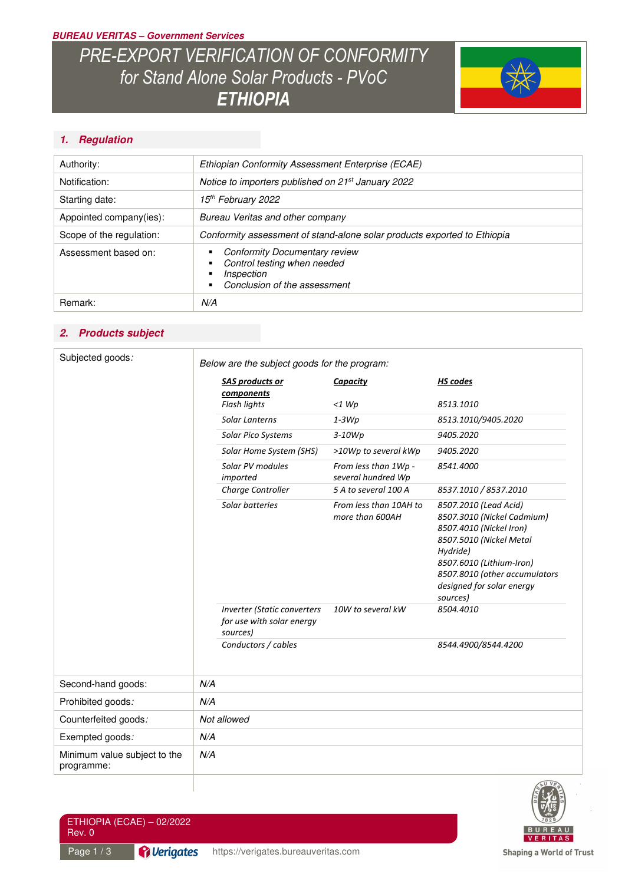**BUREAU VERITAS – Government Services**

# PRE-EXPORT VERIFICATION OF CONFORMITY for Stand Alone Solar Products - PVoC ETHIOPIA

## 1. Regulation

| | |
|---|---|
| Authority: | Ethiopian Conformity Assessment Enterprise (ECAE) |
| Notification: | Notice to importers published on 21st January 2022 |
| Starting date: | 15th February 2022 |
| Appointed company(ies): | Bureau Veritas and other company |
| Scope of the regulation: | Conformity assessment of stand-alone solar products exported to Ethiopia |
| Assessment based on: | ▪ Conformity Documentary review<br>▪ Control testing when needed<br>▪ Inspection<br>▪ Conclusion of the assessment |
| Remark: | N/A |

## 2. Products subject

**Subjected goods:**

Below are the subject goods for the program:

| SAS products or components | Capacity | HS codes |
|---|---|---|
| Flash lights | <1 Wp | 8513.1010 |
| Solar Lanterns | 1-3Wp | 8513.1010/9405.2020 |
| Solar Pico Systems | 3-10Wp | 9405.2020 |
| Solar Home System (SHS) | >10Wp to several kWp | 9405.2020 |
| Solar PV modules imported | From less than 1Wp - several hundred Wp | 8541.4000 |
| Charge Controller | 5 A to several 100 A | 8537.1010 / 8537.2010 |
| Solar batteries | From less than 10AH to more than 600AH | 8507.2010 (Lead Acid)<br>8507.3010 (Nickel Cadmium)<br>8507.4010 (Nickel Iron)<br>8507.5010 (Nickel Metal Hydride)<br>8507.6010 (Lithium-Iron)<br>8507.8010 (other accumulators designed for solar energy sources) |
| Inverter (Static converters for use with solar energy sources) | 10W to several kW | 8504.4010 |
| Conductors / cables | | 8544.4900/8544.4200 |

| | |
|---|---|
| Second-hand goods: | N/A |
| Prohibited goods: | N/A |
| Counterfeited goods: | Not allowed |
| Exempted goods: | N/A |
| Minimum value subject to the programme: | N/A |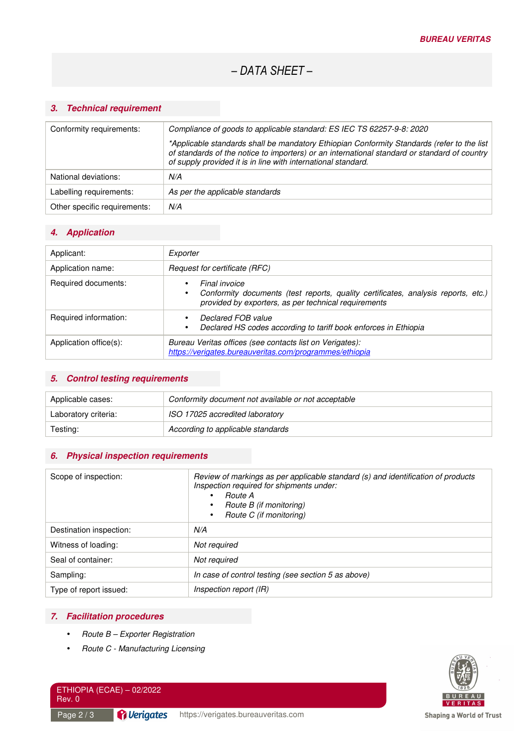# – DATA SHEET –

## 3. Technical requirement

| | |
|---|---|
| Conformity requirements: | *Compliance of goods to applicable standard: ES IEC TS 62257-9-8: 2020*<br><br>*\*Applicable standards shall be mandatory Ethiopian Conformity Standards (refer to the list of standards of the notice to importers) or an international standard or standard of country of supply provided it is in line with international standard.* |
| National deviations: | *N/A* |
| Labelling requirements: | *As per the applicable standards* |
| Other specific requirements: | *N/A* |

## 4. Application

| | |
|---|---|
| Applicant: | *Exporter* |
| Application name: | *Request for certificate (RFC)* |
| Required documents: | • *Final invoice*<br>• *Conformity documents (test reports, quality certificates, analysis reports, etc.) provided by exporters, as per technical requirements* |
| Required information: | • *Declared FOB value*<br>• *Declared HS codes according to tariff book enforces in Ethiopia* |
| Application office(s): | *Bureau Veritas offices (see contacts list on Verigates):*<br>*https://verigates.bureauveritas.com/programmes/ethiopia* |

## 5. Control testing requirements

| | |
|---|---|
| Applicable cases: | *Conformity document not available or not acceptable* |
| Laboratory criteria: | *ISO 17025 accredited laboratory* |
| Testing: | *According to applicable standards* |

## 6. Physical inspection requirements

| | |
|---|---|
| Scope of inspection: | *Review of markings as per applicable standard (s) and identification of products*<br>*Inspection required for shipments under:*<br>• *Route A*<br>• *Route B (if monitoring)*<br>• *Route C (if monitoring)* |
| Destination inspection: | *N/A* |
| Witness of loading: | *Not required* |
| Seal of container: | *Not required* |
| Sampling: | *In case of control testing (see section 5 as above)* |
| Type of report issued: | *Inspection report (IR)* |

## 7. Facilitation procedures

- *Route B – Exporter Registration*
- *Route C - Manufacturing Licensing*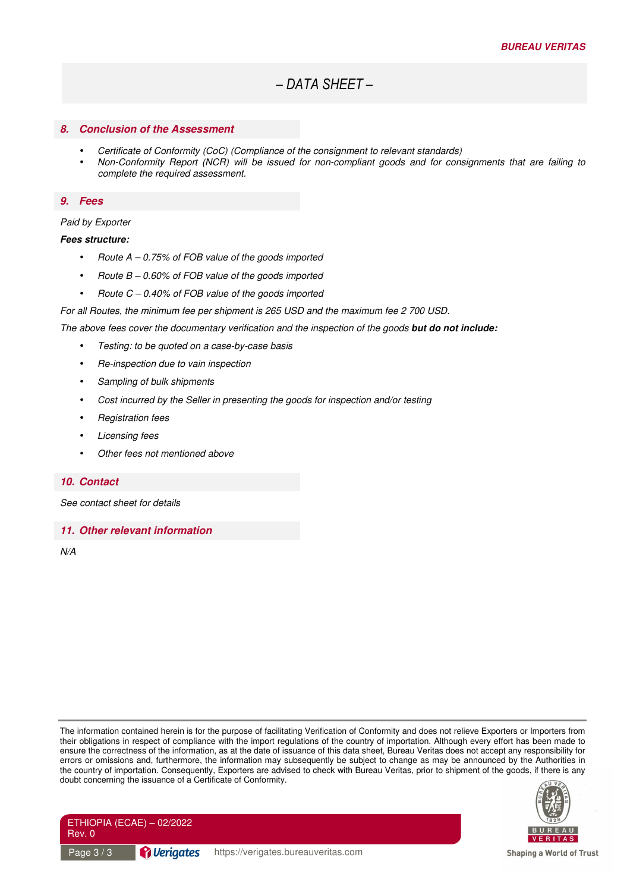## *8. Conclusion of the Assessment*

- *Certificate of Conformity (CoC) (Compliance of the consignment to relevant standards)*
- *Non-Conformity Report (NCR) will be issued for non-compliant goods and for consignments that are failing to complete the required assessment.*

## *9. Fees*

*Paid by Exporter*

***Fees structure:***

- *Route A – 0.75% of FOB value of the goods imported*
- *Route B – 0.60% of FOB value of the goods imported*
- *Route C – 0.40% of FOB value of the goods imported*

*For all Routes, the minimum fee per shipment is 265 USD and the maximum fee 2 700 USD.*

*The above fees cover the documentary verification and the inspection of the goods* ***but do not include:***

- *Testing: to be quoted on a case-by-case basis*
- *Re-inspection due to vain inspection*
- *Sampling of bulk shipments*
- *Cost incurred by the Seller in presenting the goods for inspection and/or testing*
- *Registration fees*
- *Licensing fees*
- *Other fees not mentioned above*

## *10. Contact*

*See contact sheet for details*

## *11. Other relevant information*

*N/A*

The information contained herein is for the purpose of facilitating Verification of Conformity and does not relieve Exporters or Importers from their obligations in respect of compliance with the import regulations of the country of importation. Although every effort has been made to ensure the correctness of the information, as at the date of issuance of this data sheet, Bureau Veritas does not accept any responsibility for errors or omissions and, furthermore, the information may subsequently be subject to change as may be announced by the Authorities in the country of importation. Consequently, Exporters are advised to check with Bureau Veritas, prior to shipment of the goods, if there is any doubt concerning the issuance of a Certificate of Conformity.